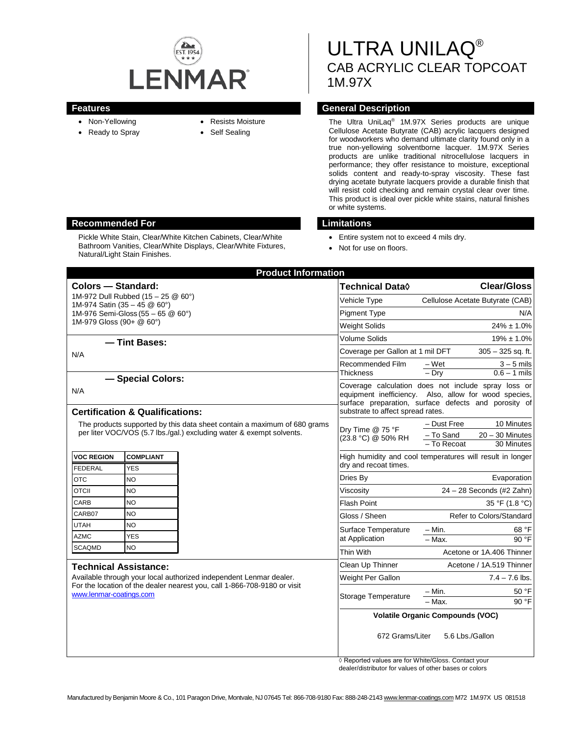LENMAR

# ULTRA UNILAQ®
## CAB ACRYLIC CLEAR TOPCOAT
## 1M.97X

### Features

- Non-Yellowing
- Ready to Spray
- Resists Moisture
- Self Sealing

### General Description

The Ultra UniLaq® 1M.97X Series products are unique Cellulose Acetate Butyrate (CAB) acrylic lacquers designed for woodworkers who demand ultimate clarity found only in a true non-yellowing solventborne lacquer. 1M.97X Series products are unlike traditional nitrocellulose lacquers in performance; they offer resistance to moisture, exceptional solids content and ready-to-spray viscosity. These fast drying acetate butyrate lacquers provide a durable finish that will resist cold checking and remain crystal clear over time. This product is ideal over pickle white stains, natural finishes or white systems.

### Recommended For

Pickle White Stain, Clear/White Kitchen Cabinets, Clear/White Bathroom Vanities, Clear/White Displays, Clear/White Fixtures, Natural/Light Stain Finishes.

### Limitations

- Entire system not to exceed 4 mils dry.
- Not for use on floors.

## Product Information

### Colors — Standard:

1M-972 Dull Rubbed (15 – 25 @ 60°)
1M-974 Satin (35 – 45 @ 60°)
1M-976 Semi-Gloss (55 – 65 @ 60°)
1M-979 Gloss (90+ @ 60°)

### — Tint Bases:

N/A

### — Special Colors:

N/A

### Certification & Qualifications:

The products supported by this data sheet contain a maximum of 680 grams per liter VOC/VOS (5.7 lbs./gal.) excluding water & exempt solvents.

| VOC REGION | COMPLIANT |
|---|---|
| FEDERAL | YES |
| OTC | NO |
| OTCII | NO |
| CARB | NO |
| CARB07 | NO |
| UTAH | NO |
| AZMC | YES |
| SCAQMD | NO |

### Technical Assistance:

Available through your local authorized independent Lenmar dealer. For the location of the dealer nearest you, call 1-866-708-9180 or visit www.lenmar-coatings.com

| Technical Data◊ | | Clear/Gloss |
|---|---|---|
| Vehicle Type | | Cellulose Acetate Butyrate (CAB) |
| Pigment Type | | N/A |
| Weight Solids | | 24% ± 1.0% |
| Volume Solids | | 19% ± 1.0% |
| Coverage per Gallon at 1 mil DFT | | 305 – 325 sq. ft. |
| Recommended Film Thickness | – Wet | 3 – 5 mils |
| | – Dry | 0.6 – 1 mils |
| Coverage calculation does not include spray loss or equipment inefficiency. Also, allow for wood species, surface preparation, surface defects and porosity of substrate to affect spread rates. | | |
| Dry Time @ 75 °F (23.8 °C) @ 50% RH | – Dust Free | 10 Minutes |
| | – To Sand | 20 – 30 Minutes |
| | – To Recoat | 30 Minutes |
| High humidity and cool temperatures will result in longer dry and recoat times. | | |
| Dries By | | Evaporation |
| Viscosity | | 24 – 28 Seconds (#2 Zahn) |
| Flash Point | | 35 °F (1.8 °C) |
| Gloss / Sheen | | Refer to Colors/Standard |
| Surface Temperature at Application | – Min. | 68 °F |
| | – Max. | 90 °F |
| Thin With | | Acetone or 1A.406 Thinner |
| Clean Up Thinner | | Acetone / 1A.519 Thinner |
| Weight Per Gallon | | 7.4 – 7.6 lbs. |
| Storage Temperature | – Min. | 50 °F |
| | – Max. | 90 °F |
| Volatile Organic Compounds (VOC) | | |
| 672 Grams/Liter | | 5.6 Lbs./Gallon |

◊ Reported values are for White/Gloss. Contact your dealer/distributor for values of other bases or colors

Manufactured by Benjamin Moore & Co., 101 Paragon Drive, Montvale, NJ 07645 Tel: 866-708-9180 Fax: 888-248-2143 www.lenmar-coatings.com M72 1M.97X US 081518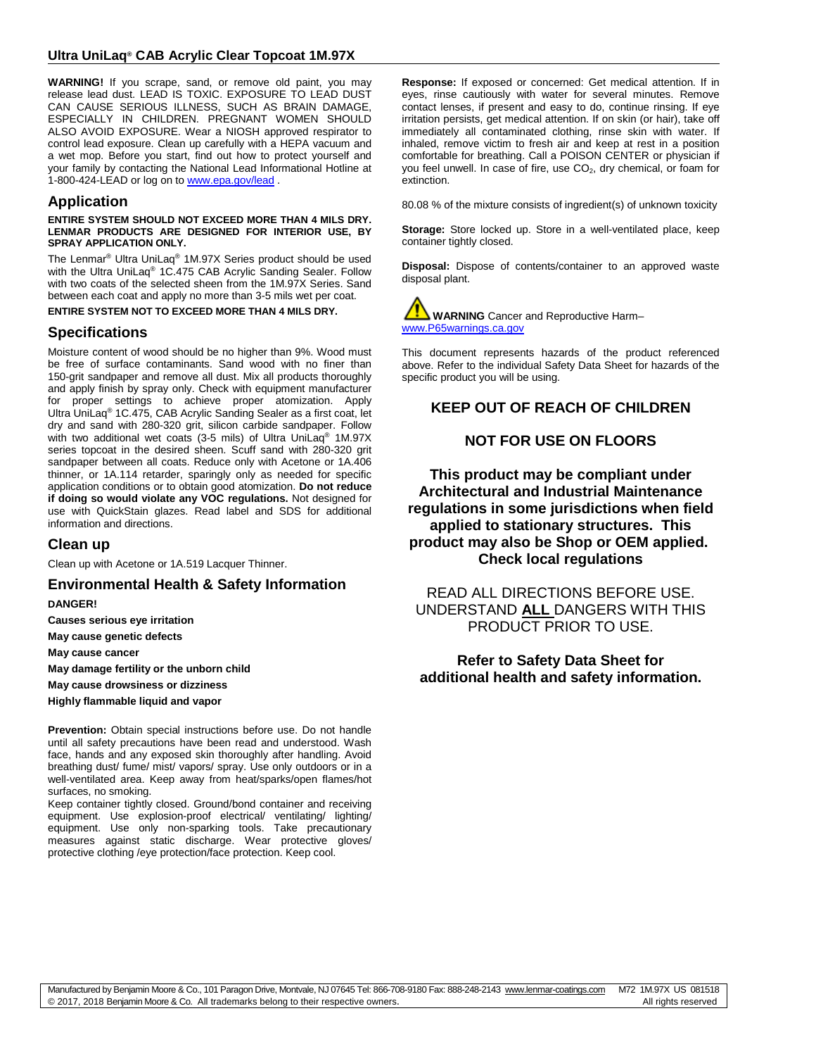**WARNING!** If you scrape, sand, or remove old paint, you may release lead dust. LEAD IS TOXIC. EXPOSURE TO LEAD DUST CAN CAUSE SERIOUS ILLNESS, SUCH AS BRAIN DAMAGE, ESPECIALLY IN CHILDREN. PREGNANT WOMEN SHOULD ALSO AVOID EXPOSURE. Wear a NIOSH approved respirator to control lead exposure. Clean up carefully with a HEPA vacuum and a wet mop. Before you start, find out how to protect yourself and your family by contacting the National Lead Informational Hotline at 1-800-424-LEAD or log on to www.epa.gov/lead .

## Application

**ENTIRE SYSTEM SHOULD NOT EXCEED MORE THAN 4 MILS DRY. LENMAR PRODUCTS ARE DESIGNED FOR INTERIOR USE, BY SPRAY APPLICATION ONLY.**

The Lenmar® Ultra UniLaq® 1M.97X Series product should be used with the Ultra UniLaq® 1C.475 CAB Acrylic Sanding Sealer. Follow with two coats of the selected sheen from the 1M.97X Series. Sand between each coat and apply no more than 3-5 mils wet per coat.

**ENTIRE SYSTEM NOT TO EXCEED MORE THAN 4 MILS DRY.**

## Specifications

Moisture content of wood should be no higher than 9%. Wood must be free of surface contaminants. Sand wood with no finer than 150-grit sandpaper and remove all dust. Mix all products thoroughly and apply finish by spray only. Check with equipment manufacturer for proper settings to achieve proper atomization. Apply Ultra UniLaq® 1C.475, CAB Acrylic Sanding Sealer as a first coat, let dry and sand with 280-320 grit, silicon carbide sandpaper. Follow with two additional wet coats (3-5 mils) of Ultra UniLaq® 1M.97X series topcoat in the desired sheen. Scuff sand with 280-320 grit sandpaper between all coats. Reduce only with Acetone or 1A.406 thinner, or 1A.114 retarder, sparingly only as needed for specific application conditions or to obtain good atomization. **Do not reduce if doing so would violate any VOC regulations.** Not designed for use with QuickStain glazes. Read label and SDS for additional information and directions.

## Clean up

Clean up with Acetone or 1A.519 Lacquer Thinner.

## Environmental Health & Safety Information

**DANGER!**

**Causes serious eye irritation**

**May cause genetic defects**

**May cause cancer**

**May damage fertility or the unborn child**

**May cause drowsiness or dizziness**

**Highly flammable liquid and vapor**

**Prevention:** Obtain special instructions before use. Do not handle until all safety precautions have been read and understood. Wash face, hands and any exposed skin thoroughly after handling. Avoid breathing dust/ fume/ mist/ vapors/ spray. Use only outdoors or in a well-ventilated area. Keep away from heat/sparks/open flames/hot surfaces, no smoking.

Keep container tightly closed. Ground/bond container and receiving equipment. Use explosion-proof electrical/ ventilating/ lighting/ equipment. Use only non-sparking tools. Take precautionary measures against static discharge. Wear protective gloves/ protective clothing /eye protection/face protection. Keep cool.

**Response:** If exposed or concerned: Get medical attention. If in eyes, rinse cautiously with water for several minutes. Remove contact lenses, if present and easy to do, continue rinsing. If eye irritation persists, get medical attention. If on skin (or hair), take off immediately all contaminated clothing, rinse skin with water. If inhaled, remove victim to fresh air and keep at rest in a position comfortable for breathing. Call a POISON CENTER or physician if you feel unwell. In case of fire, use $CO_2$, dry chemical, or foam for extinction.

80.08 % of the mixture consists of ingredient(s) of unknown toxicity

**Storage:** Store locked up. Store in a well-ventilated place, keep container tightly closed.

**Disposal:** Dispose of contents/container to an approved waste disposal plant.

**WARNING** Cancer and Reproductive Harm– www.P65warnings.ca.gov

This document represents hazards of the product referenced above. Refer to the individual Safety Data Sheet for hazards of the specific product you will be using.

**KEEP OUT OF REACH OF CHILDREN**

**NOT FOR USE ON FLOORS**

**This product may be compliant under Architectural and Industrial Maintenance regulations in some jurisdictions when field applied to stationary structures. This product may also be Shop or OEM applied. Check local regulations**

READ ALL DIRECTIONS BEFORE USE. UNDERSTAND **ALL** DANGERS WITH THIS PRODUCT PRIOR TO USE.

**Refer to Safety Data Sheet for additional health and safety information.**

Manufactured by Benjamin Moore & Co., 101 Paragon Drive, Montvale, NJ 07645 Tel: 866-708-9180 Fax: 888-248-2143 www.lenmar-coatings.com M72 1M.97X US 081518
© 2017, 2018 Benjamin Moore & Co. All trademarks belong to their respective owners. All rights reserved